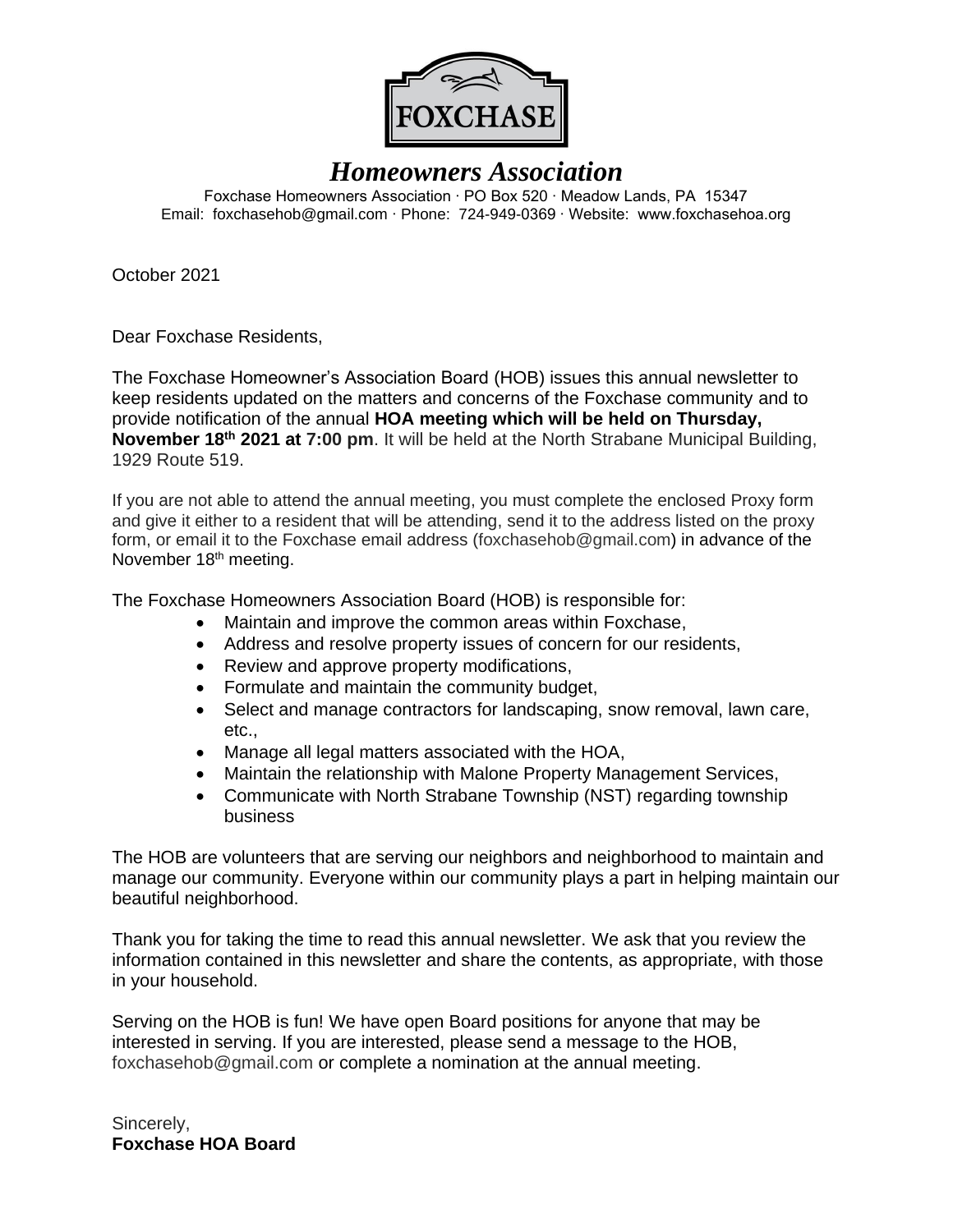FOXCHASE

# *Homeowners Association*

Foxchase Homeowners Association · PO Box 520 · Meadow Lands, PA 15347
Email: foxchasehob@gmail.com · Phone: 724-949-0369 · Website: www.foxchasehoa.org

October 2021

Dear Foxchase Residents,

The Foxchase Homeowner's Association Board (HOB) issues this annual newsletter to keep residents updated on the matters and concerns of the Foxchase community and to provide notification of the annual **HOA meeting which will be held on Thursday, November 18th 2021 at 7:00 pm**. It will be held at the North Strabane Municipal Building, 1929 Route 519.

If you are not able to attend the annual meeting, you must complete the enclosed Proxy form and give it either to a resident that will be attending, send it to the address listed on the proxy form, or email it to the Foxchase email address (foxchasehob@gmail.com) in advance of the November 18th meeting.

The Foxchase Homeowners Association Board (HOB) is responsible for:

- Maintain and improve the common areas within Foxchase,
- Address and resolve property issues of concern for our residents,
- Review and approve property modifications,
- Formulate and maintain the community budget,
- Select and manage contractors for landscaping, snow removal, lawn care, etc.,
- Manage all legal matters associated with the HOA,
- Maintain the relationship with Malone Property Management Services,
- Communicate with North Strabane Township (NST) regarding township business

The HOB are volunteers that are serving our neighbors and neighborhood to maintain and manage our community. Everyone within our community plays a part in helping maintain our beautiful neighborhood.

Thank you for taking the time to read this annual newsletter. We ask that you review the information contained in this newsletter and share the contents, as appropriate, with those in your household.

Serving on the HOB is fun! We have open Board positions for anyone that may be interested in serving. If you are interested, please send a message to the HOB, foxchasehob@gmail.com or complete a nomination at the annual meeting.

Sincerely,
**Foxchase HOA Board**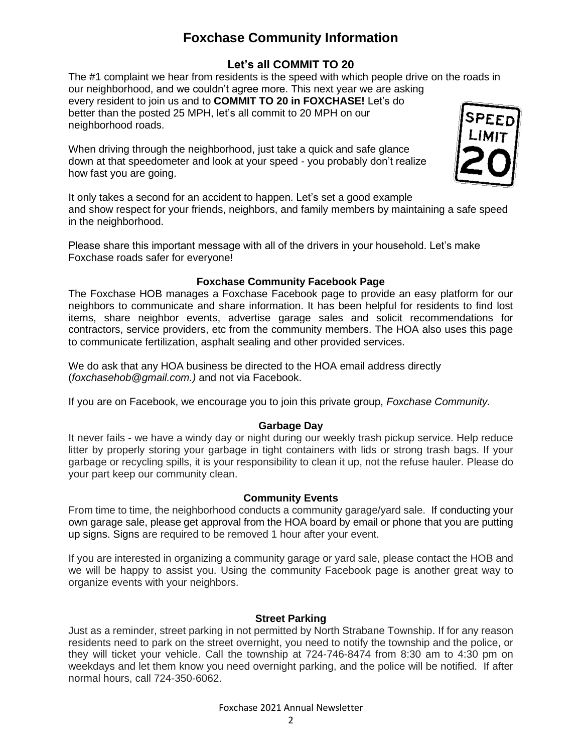# Foxchase Community Information

## Let's all COMMIT TO 20

The #1 complaint we hear from residents is the speed with which people drive on the roads in our neighborhood, and we couldn't agree more. This next year we are asking every resident to join us and to **COMMIT TO 20 in FOXCHASE!** Let's do better than the posted 25 MPH, let's all commit to 20 MPH on our neighborhood roads.

When driving through the neighborhood, just take a quick and safe glance down at that speedometer and look at your speed - you probably don't realize how fast you are going.

It only takes a second for an accident to happen. Let's set a good example and show respect for your friends, neighbors, and family members by maintaining a safe speed in the neighborhood.

Please share this important message with all of the drivers in your household. Let's make Foxchase roads safer for everyone!

### Foxchase Community Facebook Page

The Foxchase HOB manages a Foxchase Facebook page to provide an easy platform for our neighbors to communicate and share information. It has been helpful for residents to find lost items, share neighbor events, advertise garage sales and solicit recommendations for contractors, service providers, etc from the community members. The HOA also uses this page to communicate fertilization, asphalt sealing and other provided services.

We do ask that any HOA business be directed to the HOA email address directly (*foxchasehob@gmail.com.)* and not via Facebook.

If you are on Facebook, we encourage you to join this private group, *Foxchase Community.*

### Garbage Day

It never fails - we have a windy day or night during our weekly trash pickup service. Help reduce litter by properly storing your garbage in tight containers with lids or strong trash bags. If your garbage or recycling spills, it is your responsibility to clean it up, not the refuse hauler. Please do your part keep our community clean.

### Community Events

From time to time, the neighborhood conducts a community garage/yard sale. If conducting your own garage sale, please get approval from the HOA board by email or phone that you are putting up signs. Signs are required to be removed 1 hour after your event.

If you are interested in organizing a community garage or yard sale, please contact the HOB and we will be happy to assist you. Using the community Facebook page is another great way to organize events with your neighbors.

### Street Parking

Just as a reminder, street parking in not permitted by North Strabane Township. If for any reason residents need to park on the street overnight, you need to notify the township and the police, or they will ticket your vehicle. Call the township at 724-746-8474 from 8:30 am to 4:30 pm on weekdays and let them know you need overnight parking, and the police will be notified. If after normal hours, call 724-350-6062.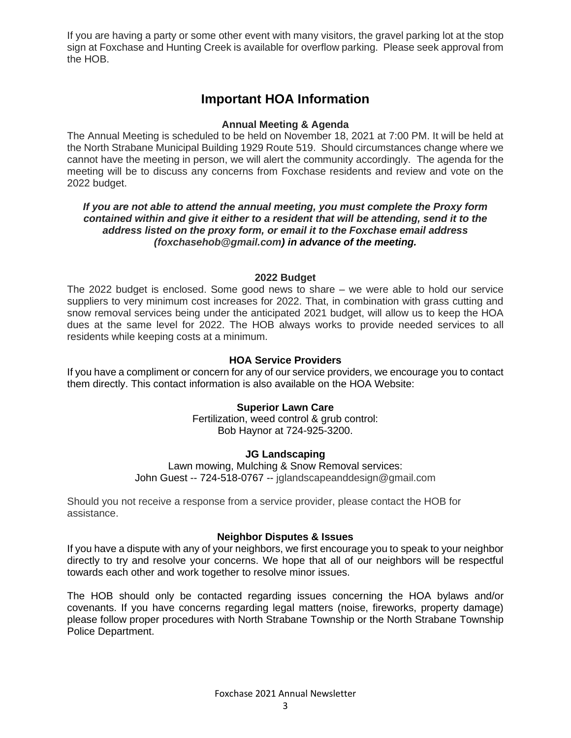If you are having a party or some other event with many visitors, the gravel parking lot at the stop sign at Foxchase and Hunting Creek is available for overflow parking. Please seek approval from the HOB.

## Important HOA Information

### Annual Meeting & Agenda

The Annual Meeting is scheduled to be held on November 18, 2021 at 7:00 PM. It will be held at the North Strabane Municipal Building 1929 Route 519. Should circumstances change where we cannot have the meeting in person, we will alert the community accordingly. The agenda for the meeting will be to discuss any concerns from Foxchase residents and review and vote on the 2022 budget.

***If you are not able to attend the annual meeting, you must complete the Proxy form contained within and give it either to a resident that will be attending, send it to the address listed on the proxy form, or email it to the Foxchase email address (foxchasehob@gmail.com) in advance of the meeting.***

### 2022 Budget

The 2022 budget is enclosed. Some good news to share – we were able to hold our service suppliers to very minimum cost increases for 2022. That, in combination with grass cutting and snow removal services being under the anticipated 2021 budget, will allow us to keep the HOA dues at the same level for 2022. The HOB always works to provide needed services to all residents while keeping costs at a minimum.

### HOA Service Providers

If you have a compliment or concern for any of our service providers, we encourage you to contact them directly. This contact information is also available on the HOA Website:

**Superior Lawn Care**
Fertilization, weed control & grub control:
Bob Haynor at 724-925-3200.

**JG Landscaping**
Lawn mowing, Mulching & Snow Removal services:
John Guest -- 724-518-0767 -- jglandscapeanddesign@gmail.com

Should you not receive a response from a service provider, please contact the HOB for assistance.

### Neighbor Disputes & Issues

If you have a dispute with any of your neighbors, we first encourage you to speak to your neighbor directly to try and resolve your concerns. We hope that all of our neighbors will be respectful towards each other and work together to resolve minor issues.

The HOB should only be contacted regarding issues concerning the HOA bylaws and/or covenants. If you have concerns regarding legal matters (noise, fireworks, property damage) please follow proper procedures with North Strabane Township or the North Strabane Township Police Department.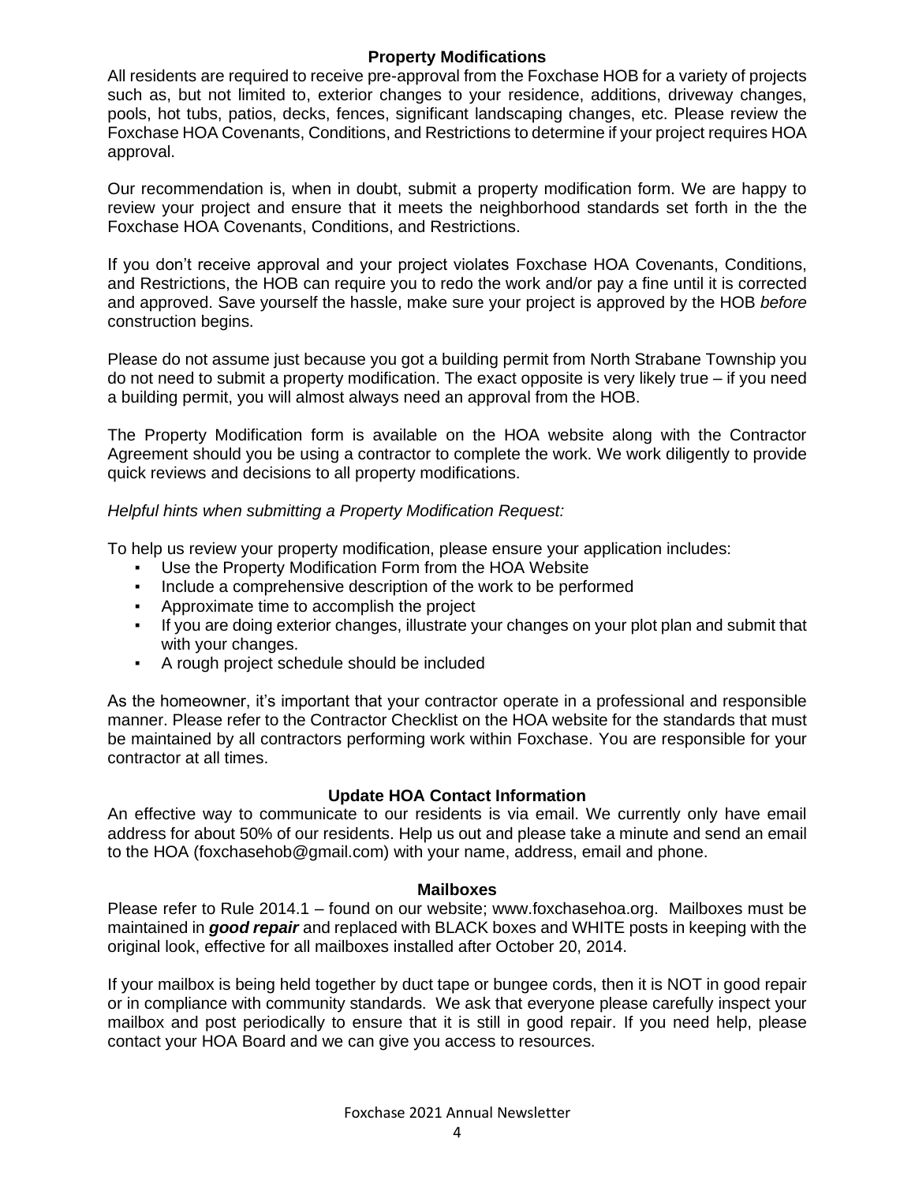## Property Modifications

All residents are required to receive pre-approval from the Foxchase HOB for a variety of projects such as, but not limited to, exterior changes to your residence, additions, driveway changes, pools, hot tubs, patios, decks, fences, significant landscaping changes, etc. Please review the Foxchase HOA Covenants, Conditions, and Restrictions to determine if your project requires HOA approval.

Our recommendation is, when in doubt, submit a property modification form. We are happy to review your project and ensure that it meets the neighborhood standards set forth in the the Foxchase HOA Covenants, Conditions, and Restrictions.

If you don't receive approval and your project violates Foxchase HOA Covenants, Conditions, and Restrictions, the HOB can require you to redo the work and/or pay a fine until it is corrected and approved. Save yourself the hassle, make sure your project is approved by the HOB *before* construction begins.

Please do not assume just because you got a building permit from North Strabane Township you do not need to submit a property modification. The exact opposite is very likely true – if you need a building permit, you will almost always need an approval from the HOB.

The Property Modification form is available on the HOA website along with the Contractor Agreement should you be using a contractor to complete the work. We work diligently to provide quick reviews and decisions to all property modifications.

*Helpful hints when submitting a Property Modification Request:*

To help us review your property modification, please ensure your application includes:

- Use the Property Modification Form from the HOA Website
- Include a comprehensive description of the work to be performed
- Approximate time to accomplish the project
- If you are doing exterior changes, illustrate your changes on your plot plan and submit that with your changes.
- A rough project schedule should be included

As the homeowner, it's important that your contractor operate in a professional and responsible manner. Please refer to the Contractor Checklist on the HOA website for the standards that must be maintained by all contractors performing work within Foxchase. You are responsible for your contractor at all times.

## Update HOA Contact Information

An effective way to communicate to our residents is via email. We currently only have email address for about 50% of our residents. Help us out and please take a minute and send an email to the HOA (foxchasehob@gmail.com) with your name, address, email and phone.

## Mailboxes

Please refer to Rule 2014.1 – found on our website; www.foxchasehoa.org. Mailboxes must be maintained in ***good repair*** and replaced with BLACK boxes and WHITE posts in keeping with the original look, effective for all mailboxes installed after October 20, 2014.

If your mailbox is being held together by duct tape or bungee cords, then it is NOT in good repair or in compliance with community standards. We ask that everyone please carefully inspect your mailbox and post periodically to ensure that it is still in good repair. If you need help, please contact your HOA Board and we can give you access to resources.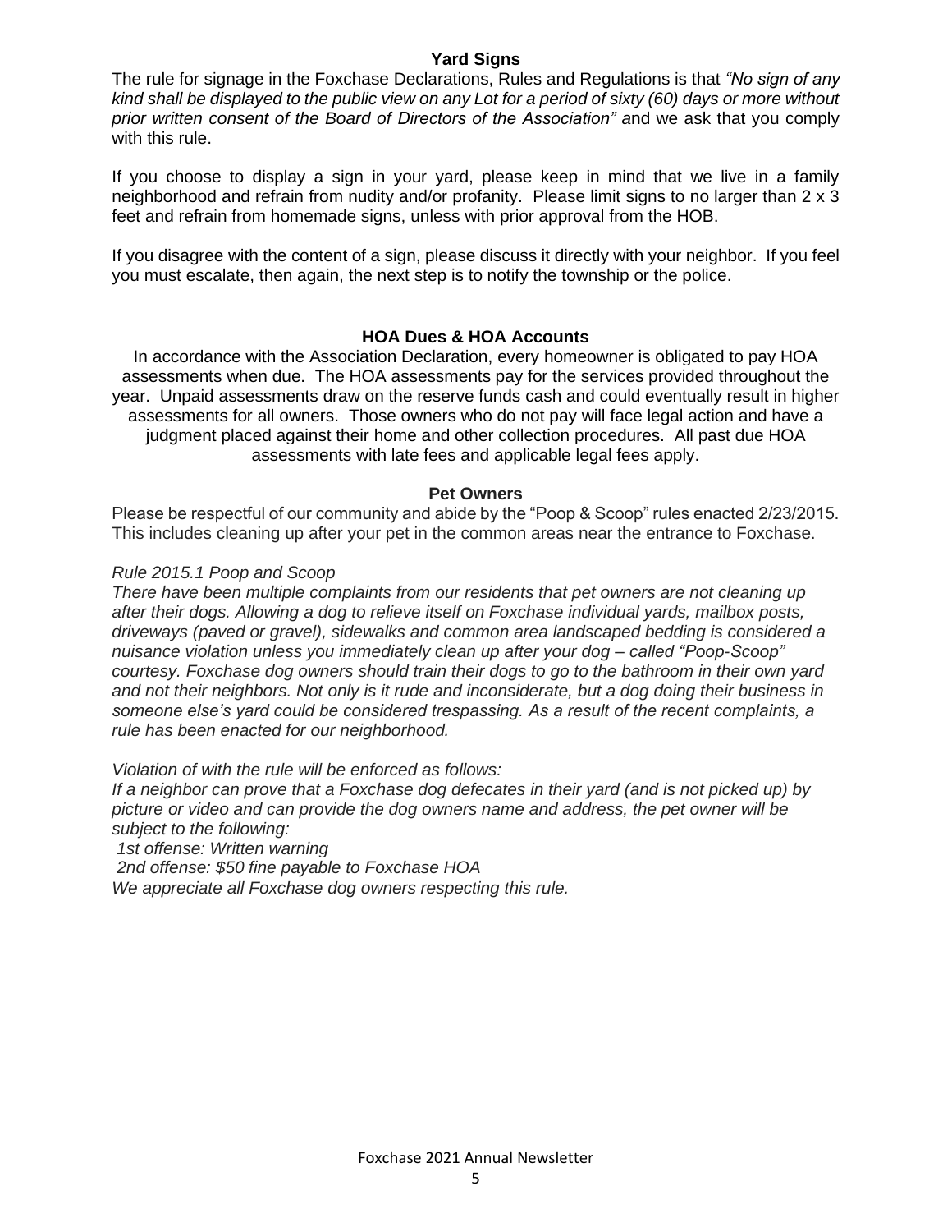## Yard Signs

The rule for signage in the Foxchase Declarations, Rules and Regulations is that *"No sign of any kind shall be displayed to the public view on any Lot for a period of sixty (60) days or more without prior written consent of the Board of Directors of the Association"* and we ask that you comply with this rule.

If you choose to display a sign in your yard, please keep in mind that we live in a family neighborhood and refrain from nudity and/or profanity. Please limit signs to no larger than 2 x 3 feet and refrain from homemade signs, unless with prior approval from the HOB.

If you disagree with the content of a sign, please discuss it directly with your neighbor. If you feel you must escalate, then again, the next step is to notify the township or the police.

## HOA Dues & HOA Accounts

In accordance with the Association Declaration, every homeowner is obligated to pay HOA assessments when due. The HOA assessments pay for the services provided throughout the year. Unpaid assessments draw on the reserve funds cash and could eventually result in higher assessments for all owners. Those owners who do not pay will face legal action and have a judgment placed against their home and other collection procedures. All past due HOA assessments with late fees and applicable legal fees apply.

## Pet Owners

Please be respectful of our community and abide by the "Poop & Scoop" rules enacted 2/23/2015. This includes cleaning up after your pet in the common areas near the entrance to Foxchase.

*Rule 2015.1 Poop and Scoop*

*There have been multiple complaints from our residents that pet owners are not cleaning up after their dogs. Allowing a dog to relieve itself on Foxchase individual yards, mailbox posts, driveways (paved or gravel), sidewalks and common area landscaped bedding is considered a nuisance violation unless you immediately clean up after your dog – called "Poop-Scoop" courtesy. Foxchase dog owners should train their dogs to go to the bathroom in their own yard and not their neighbors. Not only is it rude and inconsiderate, but a dog doing their business in someone else's yard could be considered trespassing. As a result of the recent complaints, a rule has been enacted for our neighborhood.*

*Violation of with the rule will be enforced as follows:*
*If a neighbor can prove that a Foxchase dog defecates in their yard (and is not picked up) by picture or video and can provide the dog owners name and address, the pet owner will be subject to the following:*
*1st offense: Written warning*
*2nd offense: $50 fine payable to Foxchase HOA*
*We appreciate all Foxchase dog owners respecting this rule.*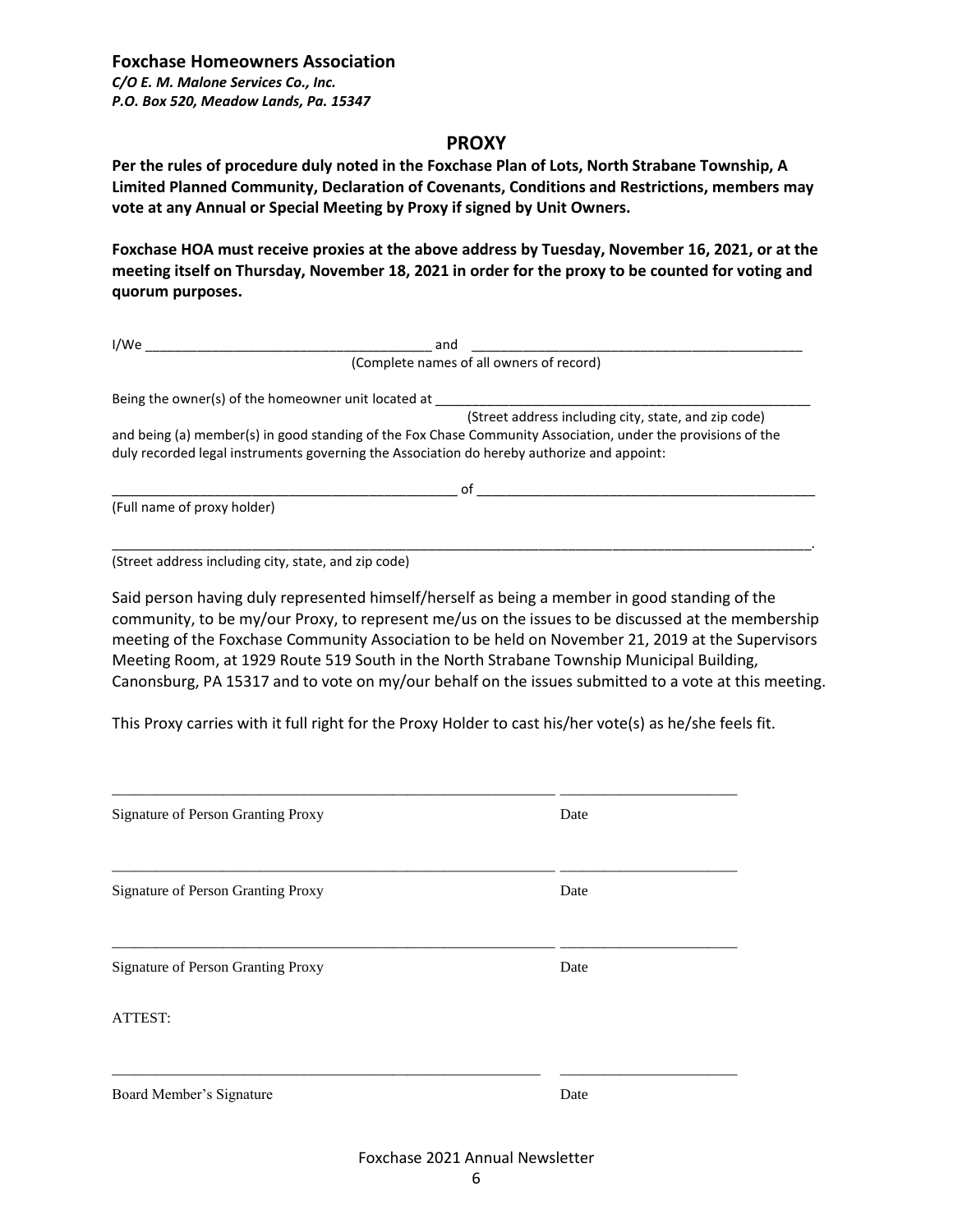**Foxchase Homeowners Association**
*C/O E. M. Malone Services Co., Inc.*
*P.O. Box 520, Meadow Lands, Pa. 15347*

## PROXY

**Per the rules of procedure duly noted in the Foxchase Plan of Lots, North Strabane Township, A Limited Planned Community, Declaration of Covenants, Conditions and Restrictions, members may vote at any Annual or Special Meeting by Proxy if signed by Unit Owners.**

**Foxchase HOA must receive proxies at the above address by Tuesday, November 16, 2021, or at the meeting itself on Thursday, November 18, 2021 in order for the proxy to be counted for voting and quorum purposes.**

I/We _______________________________________ and _____________________________________________
(Complete names of all owners of record)

Being the owner(s) of the homeowner unit located at ___________________________________________________
(Street address including city, state, and zip code)
and being (a) member(s) in good standing of the Fox Chase Community Association, under the provisions of the duly recorded legal instruments governing the Association do hereby authorize and appoint:

_______________________________________________ of _______________________________________________
(Full name of proxy holder)

_____________________________________________________________________________________________.
(Street address including city, state, and zip code)

Said person having duly represented himself/herself as being a member in good standing of the community, to be my/our Proxy, to represent me/us on the issues to be discussed at the membership meeting of the Foxchase Community Association to be held on November 21, 2019 at the Supervisors Meeting Room, at 1929 Route 519 South in the North Strabane Township Municipal Building, Canonsburg, PA 15317 and to vote on my/our behalf on the issues submitted to a vote at this meeting.

This Proxy carries with it full right for the Proxy Holder to cast his/her vote(s) as he/she feels fit.

___________________________________________________________ ______________________
Signature of Person Granting Proxy Date

___________________________________________________________ ______________________
Signature of Person Granting Proxy Date

___________________________________________________________ ______________________
Signature of Person Granting Proxy Date

ATTEST:

___________________________________________________________ ______________________
Board Member's Signature Date

Foxchase 2021 Annual Newsletter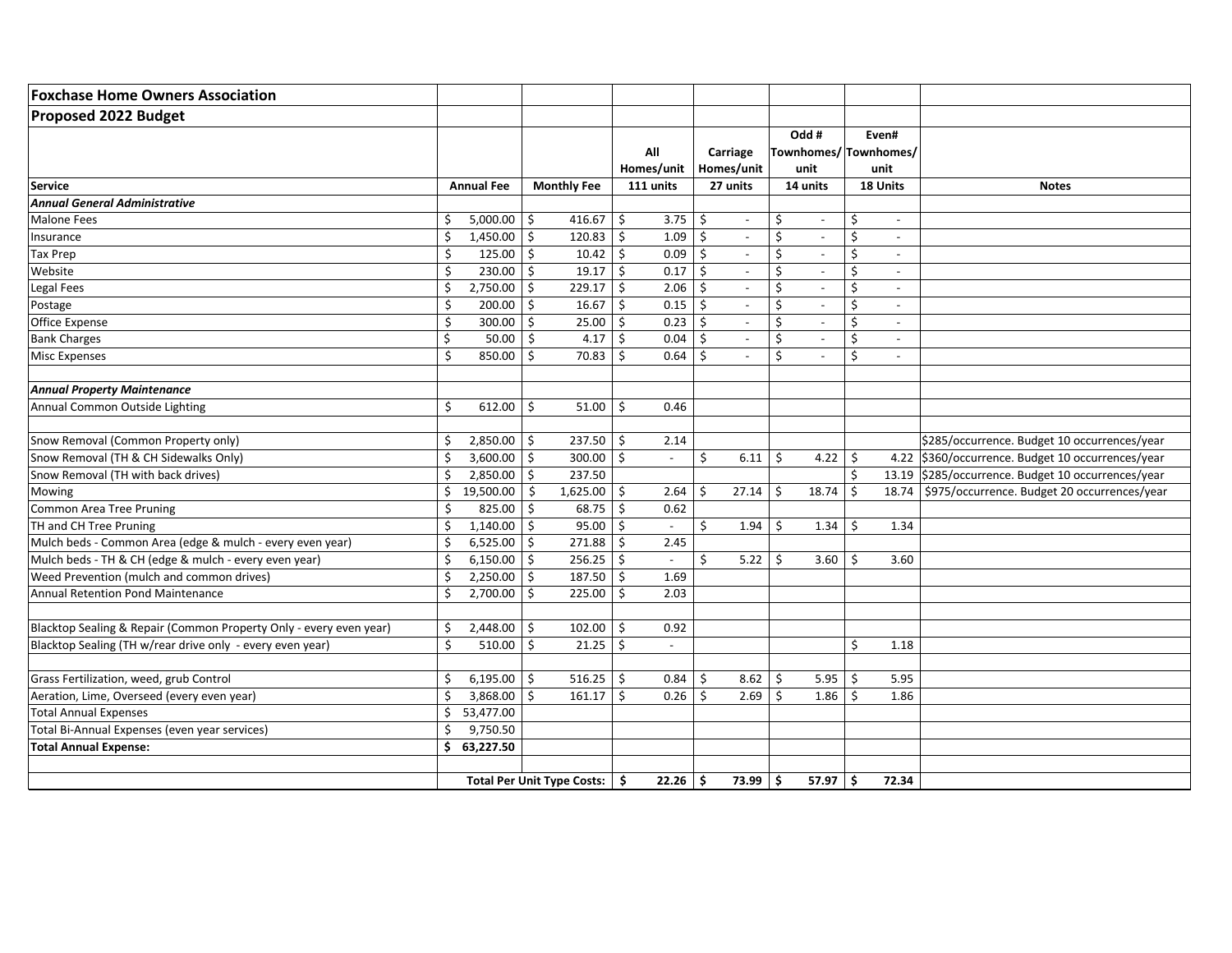| Foxchase Home Owners Association | | | | | | | |
|---|---|---|---|---|---|---|---|
| **Proposed 2022 Budget** | | | | | | | |
| | | | All Homes/unit | Carriage Homes/unit | Odd # Townhomes/ unit | Even# Townhomes/ unit | |
| **Service** | **Annual Fee** | **Monthly Fee** | **111 units** | **27 units** | **14 units** | **18 Units** | **Notes** |
| ***Annual General Administrative*** | | | | | | | |
| Malone Fees | $ 5,000.00 | $ 416.67 | $ 3.75 | $ - | $ - | $ - | |
| Insurance | $ 1,450.00 | $ 120.83 | $ 1.09 | $ - | $ - | $ - | |
| Tax Prep | $ 125.00 | $ 10.42 | $ 0.09 | $ - | $ - | $ - | |
| Website | $ 230.00 | $ 19.17 | $ 0.17 | $ - | $ - | $ - | |
| Legal Fees | $ 2,750.00 | $ 229.17 | $ 2.06 | $ - | $ - | $ - | |
| Postage | $ 200.00 | $ 16.67 | $ 0.15 | $ - | $ - | $ - | |
| Office Expense | $ 300.00 | $ 25.00 | $ 0.23 | $ - | $ - | $ - | |
| Bank Charges | $ 50.00 | $ 4.17 | $ 0.04 | $ - | $ - | $ - | |
| Misc Expenses | $ 850.00 | $ 70.83 | $ 0.64 | $ - | $ - | $ - | |
| | | | | | | | |
| ***Annual Property Maintenance*** | | | | | | | |
| Annual Common Outside Lighting | $ 612.00 | $ 51.00 | $ 0.46 | | | | |
| | | | | | | | |
| Snow Removal (Common Property only) | $ 2,850.00 | $ 237.50 | $ 2.14 | | | | $285/occurrence. Budget 10 occurrences/year |
| Snow Removal (TH & CH Sidewalks Only) | $ 3,600.00 | $ 300.00 | $ - | $ 6.11 | $ 4.22 | $ 4.22 | $360/occurrence. Budget 10 occurrences/year |
| Snow Removal (TH with back drives) | $ 2,850.00 | $ 237.50 | | | | $ 13.19 | $285/occurrence. Budget 10 occurrences/year |
| Mowing | $ 19,500.00 | $ 1,625.00 | $ 2.64 | $ 27.14 | $ 18.74 | $ 18.74 | $975/occurrence. Budget 20 occurrences/year |
| Common Area Tree Pruning | $ 825.00 | $ 68.75 | $ 0.62 | | | | |
| TH and CH Tree Pruning | $ 1,140.00 | $ 95.00 | $ - | $ 1.94 | $ 1.34 | $ 1.34 | |
| Mulch beds - Common Area (edge & mulch - every even year) | $ 6,525.00 | $ 271.88 | $ 2.45 | | | | |
| Mulch beds - TH & CH (edge & mulch - every even year) | $ 6,150.00 | $ 256.25 | $ - | $ 5.22 | $ 3.60 | $ 3.60 | |
| Weed Prevention (mulch and common drives) | $ 2,250.00 | $ 187.50 | $ 1.69 | | | | |
| Annual Retention Pond Maintenance | $ 2,700.00 | $ 225.00 | $ 2.03 | | | | |
| | | | | | | | |
| Blacktop Sealing & Repair (Common Property Only - every even year) | $ 2,448.00 | $ 102.00 | $ 0.92 | | | | |
| Blacktop Sealing (TH w/rear drive only - every even year) | $ 510.00 | $ 21.25 | $ - | | | $ 1.18 | |
| | | | | | | | |
| Grass Fertilization, weed, grub Control | $ 6,195.00 | $ 516.25 | $ 0.84 | $ 8.62 | $ 5.95 | $ 5.95 | |
| Aeration, Lime, Overseed (every even year) | $ 3,868.00 | $ 161.17 | $ 0.26 | $ 2.69 | $ 1.86 | $ 1.86 | |
| Total Annual Expenses | $ 53,477.00 | | | | | | |
| Total Bi-Annual Expenses (even year services) | $ 9,750.50 | | | | | | |
| **Total Annual Expense:** | **$ 63,227.50** | | | | | | |
| | | | | | | | |
| | | **Total Per Unit Type Costs:** | **$ 22.26** | **$ 73.99** | **$ 57.97** | **$ 72.34** | |